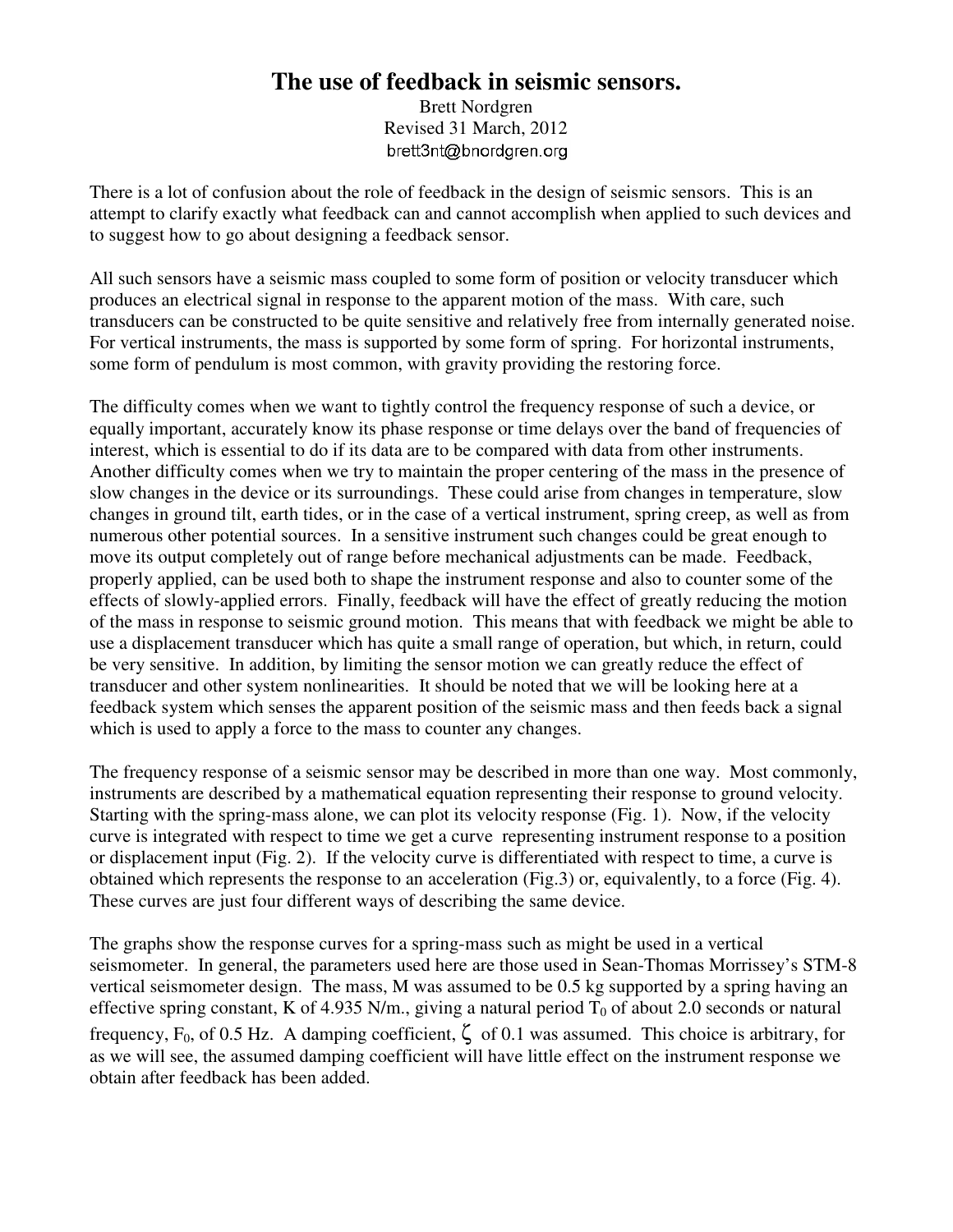# The use of feedback in seismic sensors.

Brett Nordgren
Revised 31 March, 2012
brett3nt@bnordgren.org

There is a lot of confusion about the role of feedback in the design of seismic sensors. This is an attempt to clarify exactly what feedback can and cannot accomplish when applied to such devices and to suggest how to go about designing a feedback sensor.

All such sensors have a seismic mass coupled to some form of position or velocity transducer which produces an electrical signal in response to the apparent motion of the mass. With care, such transducers can be constructed to be quite sensitive and relatively free from internally generated noise. For vertical instruments, the mass is supported by some form of spring. For horizontal instruments, some form of pendulum is most common, with gravity providing the restoring force.

The difficulty comes when we want to tightly control the frequency response of such a device, or equally important, accurately know its phase response or time delays over the band of frequencies of interest, which is essential to do if its data are to be compared with data from other instruments. Another difficulty comes when we try to maintain the proper centering of the mass in the presence of slow changes in the device or its surroundings. These could arise from changes in temperature, slow changes in ground tilt, earth tides, or in the case of a vertical instrument, spring creep, as well as from numerous other potential sources. In a sensitive instrument such changes could be great enough to move its output completely out of range before mechanical adjustments can be made. Feedback, properly applied, can be used both to shape the instrument response and also to counter some of the effects of slowly-applied errors. Finally, feedback will have the effect of greatly reducing the motion of the mass in response to seismic ground motion. This means that with feedback we might be able to use a displacement transducer which has quite a small range of operation, but which, in return, could be very sensitive. In addition, by limiting the sensor motion we can greatly reduce the effect of transducer and other system nonlinearities. It should be noted that we will be looking here at a feedback system which senses the apparent position of the seismic mass and then feeds back a signal which is used to apply a force to the mass to counter any changes.

The frequency response of a seismic sensor may be described in more than one way. Most commonly, instruments are described by a mathematical equation representing their response to ground velocity. Starting with the spring-mass alone, we can plot its velocity response (Fig. 1). Now, if the velocity curve is integrated with respect to time we get a curve representing instrument response to a position or displacement input (Fig. 2). If the velocity curve is differentiated with respect to time, a curve is obtained which represents the response to an acceleration (Fig.3) or, equivalently, to a force (Fig. 4). These curves are just four different ways of describing the same device.

The graphs show the response curves for a spring-mass such as might be used in a vertical seismometer. In general, the parameters used here are those used in Sean-Thomas Morrissey's STM-8 vertical seismometer design. The mass, M was assumed to be 0.5 kg supported by a spring having an effective spring constant, K of 4.935 N/m., giving a natural period $T_0$ of about 2.0 seconds or natural frequency, $F_0$, of 0.5 Hz. A damping coefficient, $\zeta$ of 0.1 was assumed. This choice is arbitrary, for as we will see, the assumed damping coefficient will have little effect on the instrument response we obtain after feedback has been added.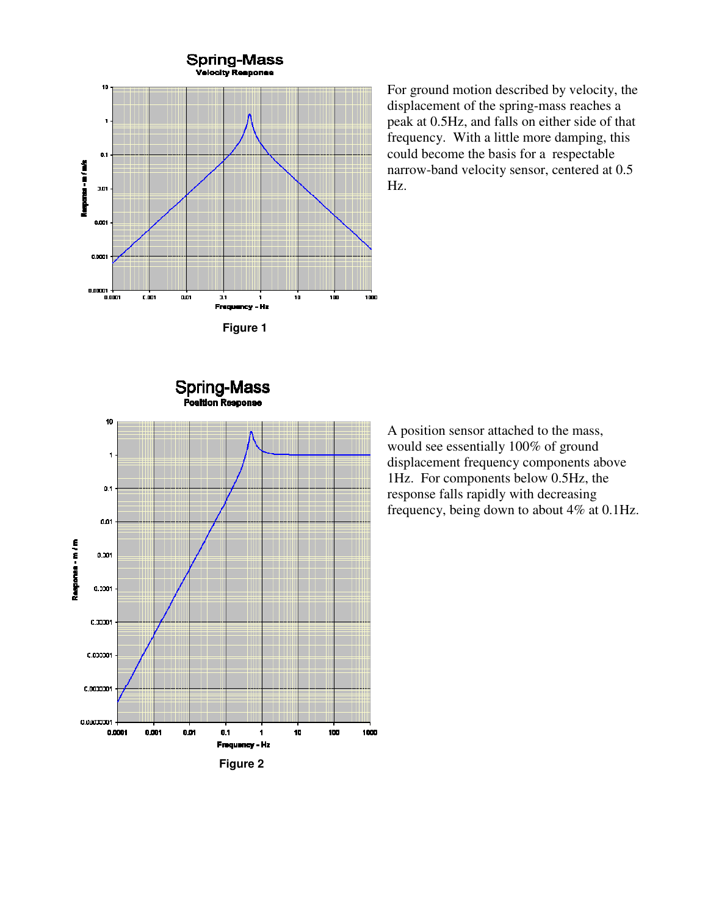**Spring-Mass**
**Velocity Response**

Figure 1

For ground motion described by velocity, the displacement of the spring-mass reaches a peak at 0.5Hz, and falls on either side of that frequency. With a little more damping, this could become the basis for a respectable narrow-band velocity sensor, centered at 0.5 Hz.

**Spring-Mass**
**Position Response**

Figure 2

A position sensor attached to the mass, would see essentially 100% of ground displacement frequency components above 1Hz. For components below 0.5Hz, the response falls rapidly with decreasing frequency, being down to about 4% at 0.1Hz.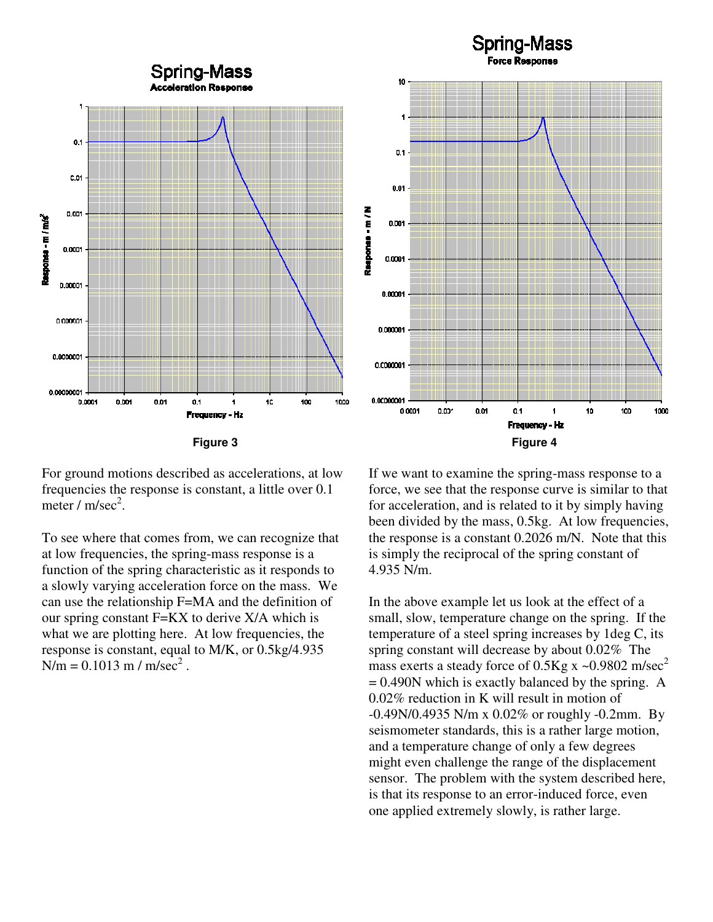Spring-Mass

Acceleration Response

Response - m / m/s$^2$

1

0.1

0.01

0.001

0.0001

0.00001

0.000001

0.0000001

0.00000001

0.0001 0.001 0.01 0.1 1 10 100 1000

Frequency - Hz

**Figure 3**

Spring-Mass

Force Response

Response - m / N

10

1

0.1

0.01

0.001

0.0001

0.00001

0.000001

0.0000001

0.00000001

0.0001 0.001 0.01 0.1 1 10 100 1000

Frequency - Hz

**Figure 4**

For ground motions described as accelerations, at low frequencies the response is constant, a little over 0.1 meter / m/sec$^2$.

To see where that comes from, we can recognize that at low frequencies, the spring-mass response is a function of the spring characteristic as it responds to a slowly varying acceleration force on the mass. We can use the relationship F=MA and the definition of our spring constant F=KX to derive X/A which is what we are plotting here. At low frequencies, the response is constant, equal to M/K, or 0.5kg/4.935 N/m = 0.1013 m / m/sec$^2$ .

If we want to examine the spring-mass response to a force, we see that the response curve is similar to that for acceleration, and is related to it by simply having been divided by the mass, 0.5kg. At low frequencies, the response is a constant 0.2026 m/N. Note that this is simply the reciprocal of the spring constant of 4.935 N/m.

In the above example let us look at the effect of a small, slow, temperature change on the spring. If the temperature of a steel spring increases by 1deg C, its spring constant will decrease by about 0.02% The mass exerts a steady force of 0.5Kg x ~0.9802 m/sec$^2$ = 0.490N which is exactly balanced by the spring. A 0.02% reduction in K will result in motion of -0.49N/0.4935 N/m x 0.02% or roughly -0.2mm. By seismometer standards, this is a rather large motion, and a temperature change of only a few degrees might even challenge the range of the displacement sensor. The problem with the system described here, is that its response to an error-induced force, even one applied extremely slowly, is rather large.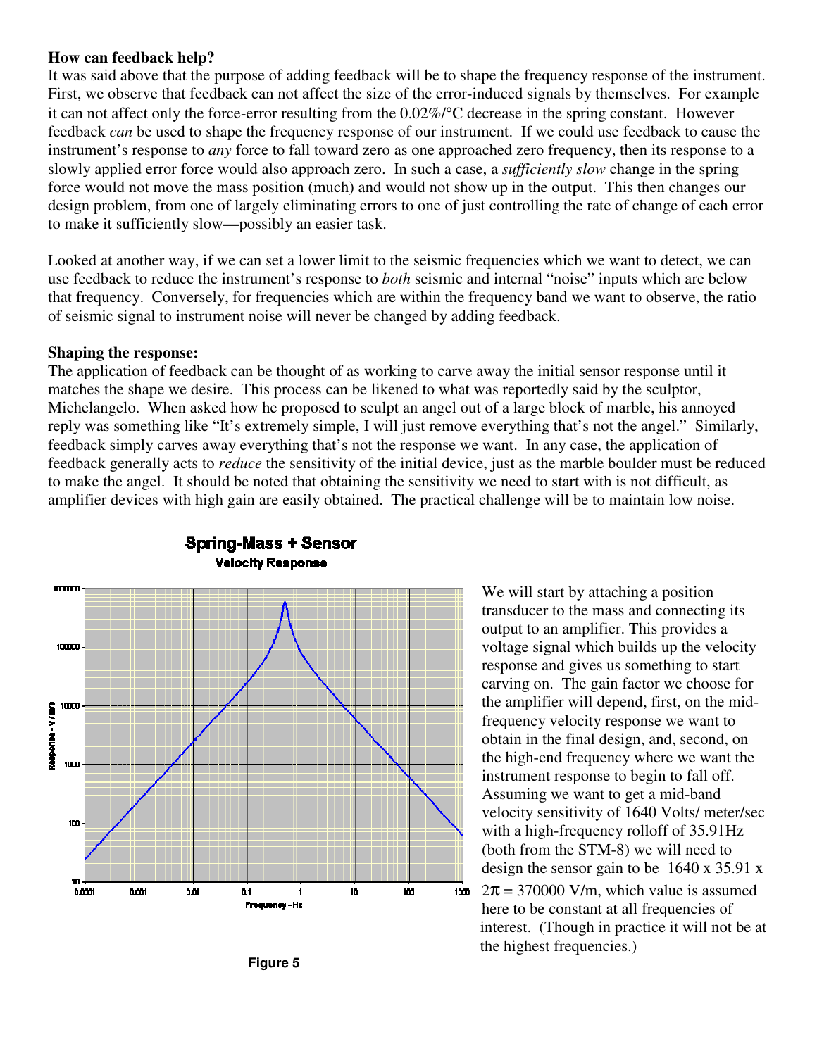**How can feedback help?**

It was said above that the purpose of adding feedback will be to shape the frequency response of the instrument. First, we observe that feedback can not affect the size of the error-induced signals by themselves. For example it can not affect only the force-error resulting from the 0.02%/°C decrease in the spring constant. However feedback *can* be used to shape the frequency response of our instrument. If we could use feedback to cause the instrument's response to *any* force to fall toward zero as one approached zero frequency, then its response to a slowly applied error force would also approach zero. In such a case, a *sufficiently slow* change in the spring force would not move the mass position (much) and would not show up in the output. This then changes our design problem, from one of largely eliminating errors to one of just controlling the rate of change of each error to make it sufficiently slow—possibly an easier task.

Looked at another way, if we can set a lower limit to the seismic frequencies which we want to detect, we can use feedback to reduce the instrument's response to *both* seismic and internal "noise" inputs which are below that frequency. Conversely, for frequencies which are within the frequency band we want to observe, the ratio of seismic signal to instrument noise will never be changed by adding feedback.

**Shaping the response:**

The application of feedback can be thought of as working to carve away the initial sensor response until it matches the shape we desire. This process can be likened to what was reportedly said by the sculptor, Michelangelo. When asked how he proposed to sculpt an angel out of a large block of marble, his annoyed reply was something like "It's extremely simple, I will just remove everything that's not the angel." Similarly, feedback simply carves away everything that's not the response we want. In any case, the application of feedback generally acts to *reduce* the sensitivity of the initial device, just as the marble boulder must be reduced to make the angel. It should be noted that obtaining the sensitivity we need to start with is not difficult, as amplifier devices with high gain are easily obtained. The practical challenge will be to maintain low noise.

**Spring-Mass + Sensor**
Velocity Response

Response - V / m/s
1000000
100000
10000
1000
100
10

0.0001 0.001 0.01 0.1 1 10 100 1000
Frequency - Hz

Figure 5

We will start by attaching a position transducer to the mass and connecting its output to an amplifier. This provides a voltage signal which builds up the velocity response and gives us something to start carving on. The gain factor we choose for the amplifier will depend, first, on the mid-frequency velocity response we want to obtain in the final design, and, second, on the high-end frequency where we want the instrument response to begin to fall off. Assuming we want to get a mid-band velocity sensitivity of 1640 Volts/ meter/sec with a high-frequency rolloff of 35.91Hz (both from the STM-8) we will need to design the sensor gain to be $1640 \times 35.91 \times 2\pi = 370000$ V/m, which value is assumed here to be constant at all frequencies of interest. (Though in practice it will not be at the highest frequencies.)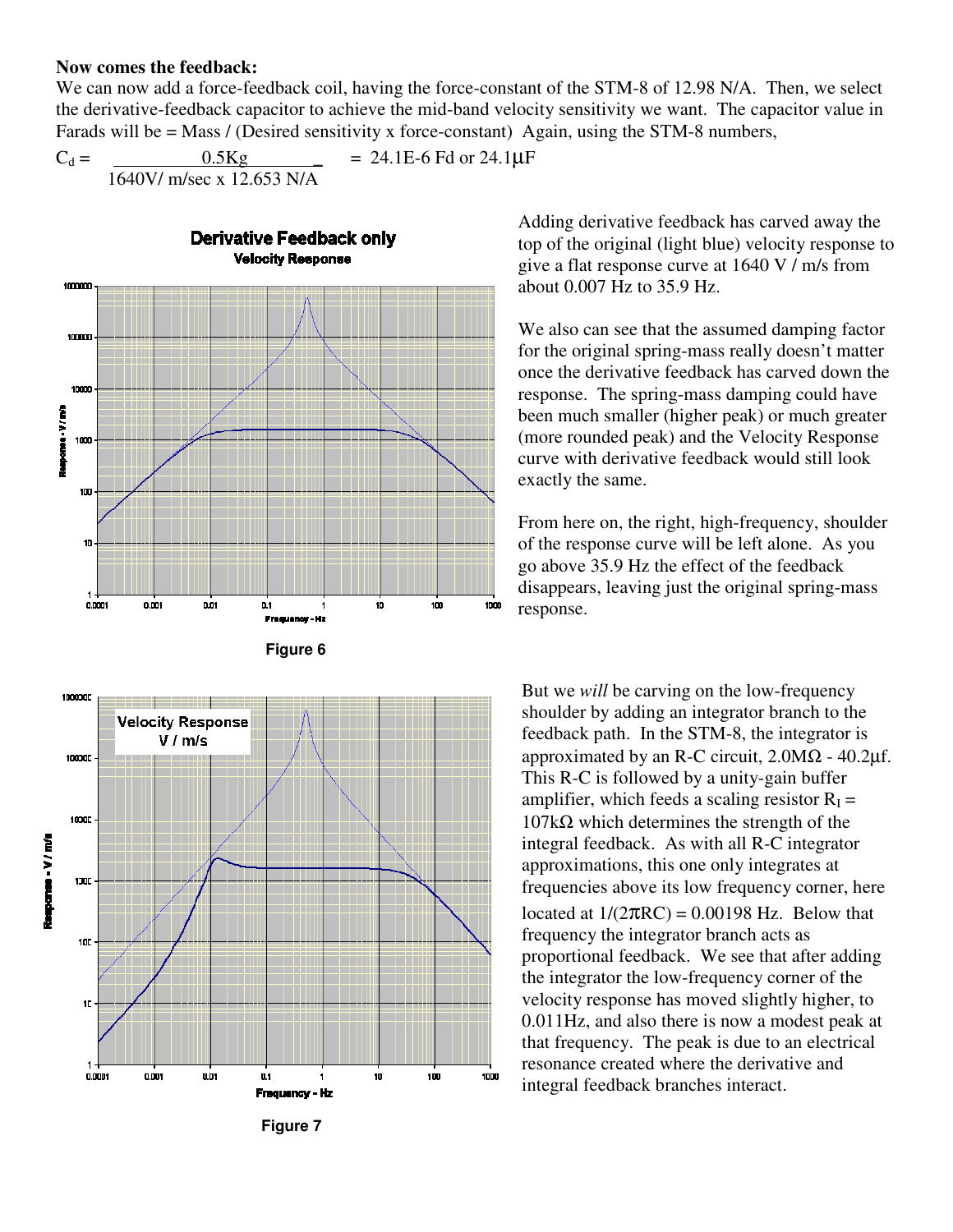**Now comes the feedback:**

We can now add a force-feedback coil, having the force-constant of the STM-8 of 12.98 N/A. Then, we select the derivative-feedback capacitor to achieve the mid-band velocity sensitivity we want. The capacitor value in Farads will be = Mass / (Desired sensitivity x force-constant) Again, using the STM-8 numbers,

$$C_d = \frac{0.5\text{Kg}}{1640\text{V/ m/sec} \times 12.653\text{ N/A}} = 24.1\text{E-6 Fd or } 24.1\mu\text{F}$$

**Derivative Feedback only**

Velocity Response

Response - V / m/s

1000000

100000

10000

1000

100

10

1

0.0001

0.001

0.01

0.1

1

10

100

1000

Frequency - Hz

Figure 6

Adding derivative feedback has carved away the top of the original (light blue) velocity response to give a flat response curve at 1640 V / m/s from about 0.007 Hz to 35.9 Hz.

We also can see that the assumed damping factor for the original spring-mass really doesn't matter once the derivative feedback has carved down the response. The spring-mass damping could have been much smaller (higher peak) or much greater (more rounded peak) and the Velocity Response curve with derivative feedback would still look exactly the same.

From here on, the right, high-frequency, shoulder of the response curve will be left alone. As you go above 35.9 Hz the effect of the feedback disappears, leaving just the original spring-mass response.

Velocity Response

V / m/s

Response - V / m/s

1000000

100000

10000

1000

100

10

1

0.0001

0.001

0.01

0.1

1

10

100

1000

Frequency - Hz

Figure 7

But we *will* be carving on the low-frequency shoulder by adding an integrator branch to the feedback path. In the STM-8, the integrator is approximated by an R-C circuit, 2.0MΩ - 40.2μf. This R-C is followed by a unity-gain buffer amplifier, which feeds a scaling resistor $R_I$ = 107kΩ which determines the strength of the integral feedback. As with all R-C integrator approximations, this one only integrates at frequencies above its low frequency corner, here located at $1/(2\pi RC)$ = 0.00198 Hz. Below that frequency the integrator branch acts as proportional feedback. We see that after adding the integrator the low-frequency corner of the velocity response has moved slightly higher, to 0.011Hz, and also there is now a modest peak at that frequency. The peak is due to an electrical resonance created where the derivative and integral feedback branches interact.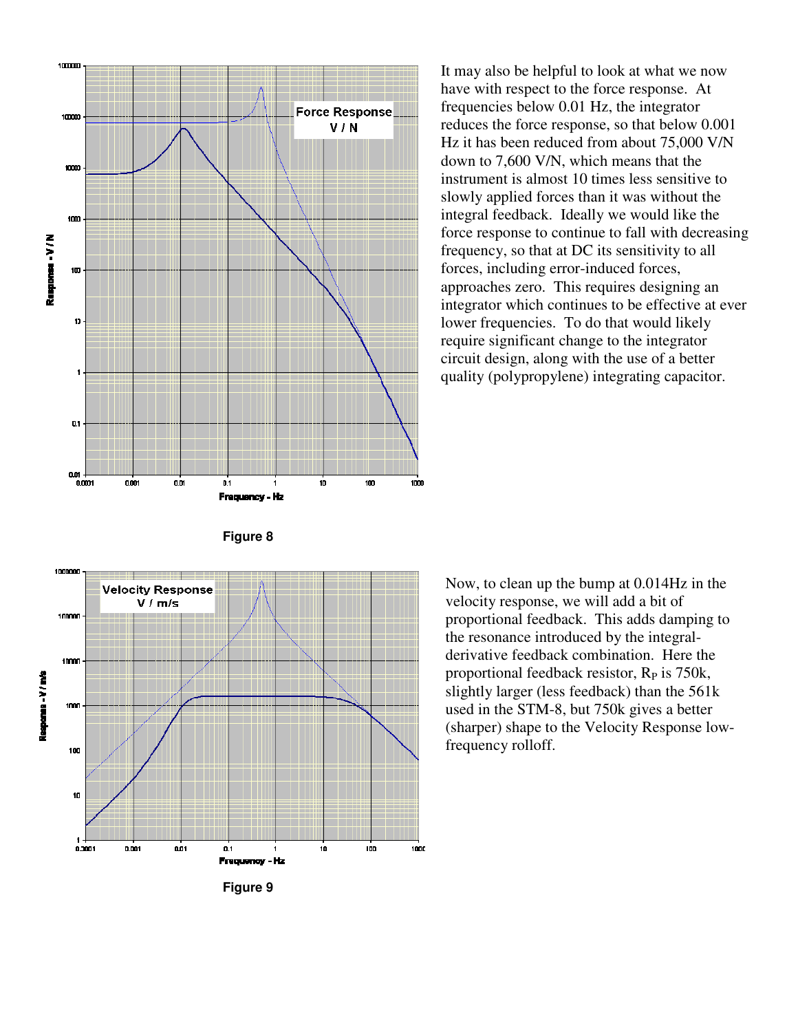Force Response
V / N

Response - V / N

100000
10000
1000
100
10
1
0.1
0.01

0.0001 0.001 0.01 0.1 1 10 100 1000

Frequency - Hz

**Figure 8**

It may also be helpful to look at what we now have with respect to the force response. At frequencies below 0.01 Hz, the integrator reduces the force response, so that below 0.001 Hz it has been reduced from about 75,000 V/N down to 7,600 V/N, which means that the instrument is almost 10 times less sensitive to slowly applied forces than it was without the integral feedback. Ideally we would like the force response to continue to fall with decreasing frequency, so that at DC its sensitivity to all forces, including error-induced forces, approaches zero. This requires designing an integrator which continues to be effective at ever lower frequencies. To do that would likely require significant change to the integrator circuit design, along with the use of a better quality (polypropylene) integrating capacitor.

Velocity Response
V / m/s

Response - V / m/s

1000000
100000
10000
1000
100
10
1

0.0001 0.001 0.01 0.1 1 10 100 1000

Frequency - Hz

**Figure 9**

Now, to clean up the bump at 0.014Hz in the velocity response, we will add a bit of proportional feedback. This adds damping to the resonance introduced by the integral-derivative feedback combination. Here the proportional feedback resistor, $R_P$ is 750k, slightly larger (less feedback) than the 561k used in the STM-8, but 750k gives a better (sharper) shape to the Velocity Response low-frequency rolloff.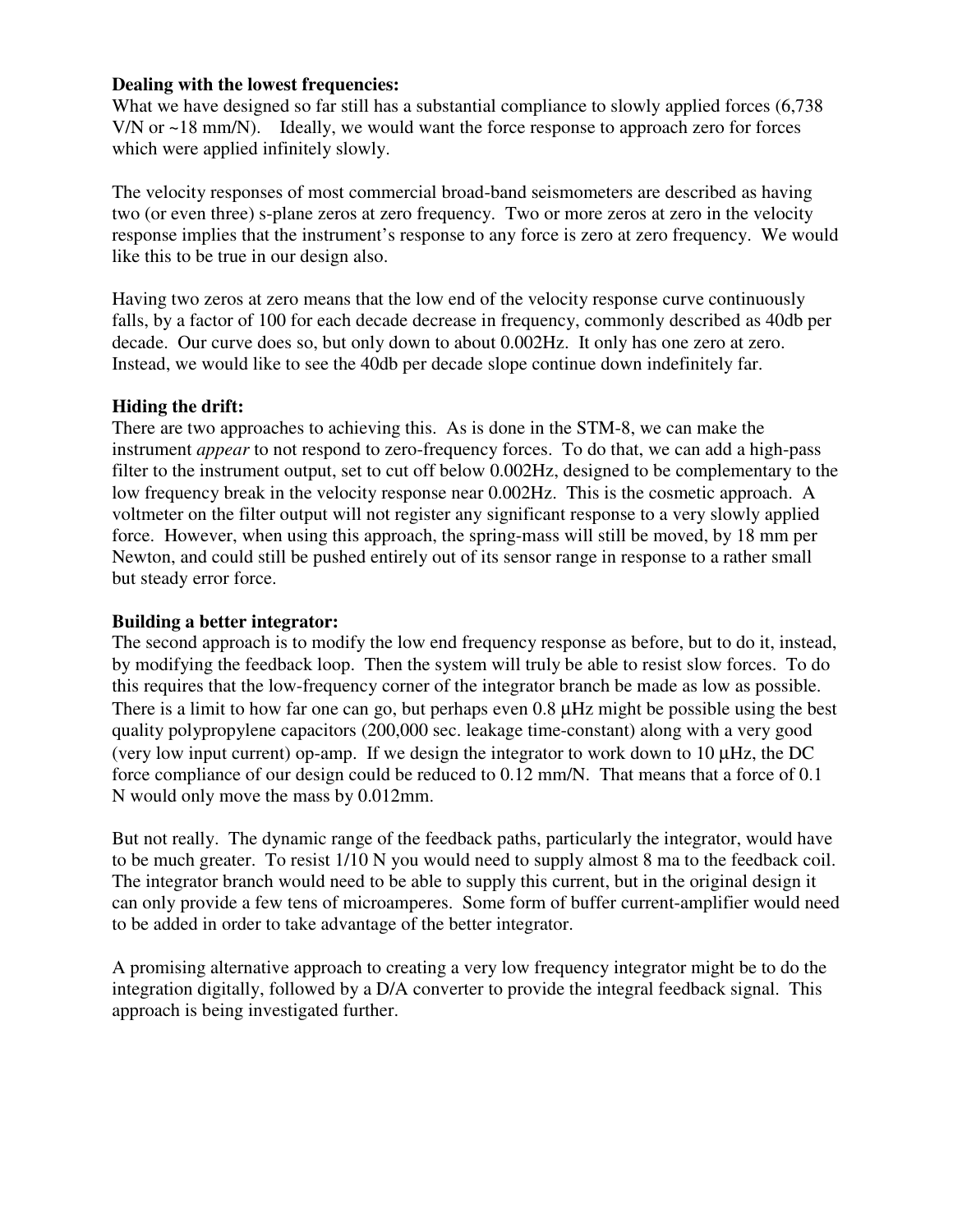**Dealing with the lowest frequencies:**
What we have designed so far still has a substantial compliance to slowly applied forces (6,738 V/N or ~18 mm/N). Ideally, we would want the force response to approach zero for forces which were applied infinitely slowly.

The velocity responses of most commercial broad-band seismometers are described as having two (or even three) s-plane zeros at zero frequency. Two or more zeros at zero in the velocity response implies that the instrument's response to any force is zero at zero frequency. We would like this to be true in our design also.

Having two zeros at zero means that the low end of the velocity response curve continuously falls, by a factor of 100 for each decade decrease in frequency, commonly described as 40db per decade. Our curve does so, but only down to about 0.002Hz. It only has one zero at zero. Instead, we would like to see the 40db per decade slope continue down indefinitely far.

**Hiding the drift:**
There are two approaches to achieving this. As is done in the STM-8, we can make the instrument *appear* to not respond to zero-frequency forces. To do that, we can add a high-pass filter to the instrument output, set to cut off below 0.002Hz, designed to be complementary to the low frequency break in the velocity response near 0.002Hz. This is the cosmetic approach. A voltmeter on the filter output will not register any significant response to a very slowly applied force. However, when using this approach, the spring-mass will still be moved, by 18 mm per Newton, and could still be pushed entirely out of its sensor range in response to a rather small but steady error force.

**Building a better integrator:**
The second approach is to modify the low end frequency response as before, but to do it, instead, by modifying the feedback loop. Then the system will truly be able to resist slow forces. To do this requires that the low-frequency corner of the integrator branch be made as low as possible. There is a limit to how far one can go, but perhaps even 0.8 μHz might be possible using the best quality polypropylene capacitors (200,000 sec. leakage time-constant) along with a very good (very low input current) op-amp. If we design the integrator to work down to 10 μHz, the DC force compliance of our design could be reduced to 0.12 mm/N. That means that a force of 0.1 N would only move the mass by 0.012mm.

But not really. The dynamic range of the feedback paths, particularly the integrator, would have to be much greater. To resist 1/10 N you would need to supply almost 8 ma to the feedback coil. The integrator branch would need to be able to supply this current, but in the original design it can only provide a few tens of microamperes. Some form of buffer current-amplifier would need to be added in order to take advantage of the better integrator.

A promising alternative approach to creating a very low frequency integrator might be to do the integration digitally, followed by a D/A converter to provide the integral feedback signal. This approach is being investigated further.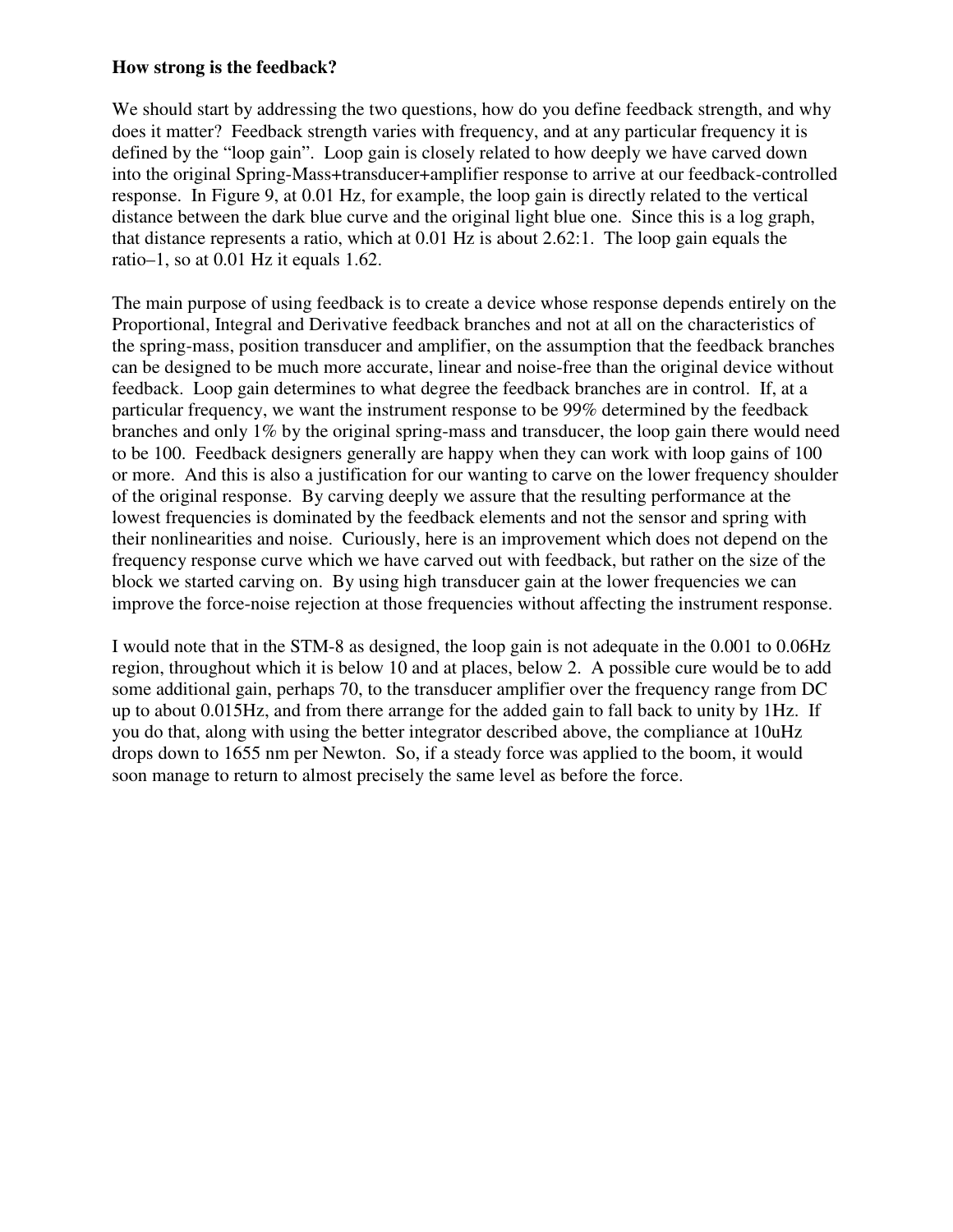**How strong is the feedback?**

We should start by addressing the two questions, how do you define feedback strength, and why does it matter? Feedback strength varies with frequency, and at any particular frequency it is defined by the "loop gain". Loop gain is closely related to how deeply we have carved down into the original Spring-Mass+transducer+amplifier response to arrive at our feedback-controlled response. In Figure 9, at 0.01 Hz, for example, the loop gain is directly related to the vertical distance between the dark blue curve and the original light blue one. Since this is a log graph, that distance represents a ratio, which at 0.01 Hz is about 2.62:1. The loop gain equals the ratio–1, so at 0.01 Hz it equals 1.62.

The main purpose of using feedback is to create a device whose response depends entirely on the Proportional, Integral and Derivative feedback branches and not at all on the characteristics of the spring-mass, position transducer and amplifier, on the assumption that the feedback branches can be designed to be much more accurate, linear and noise-free than the original device without feedback. Loop gain determines to what degree the feedback branches are in control. If, at a particular frequency, we want the instrument response to be 99% determined by the feedback branches and only 1% by the original spring-mass and transducer, the loop gain there would need to be 100. Feedback designers generally are happy when they can work with loop gains of 100 or more. And this is also a justification for our wanting to carve on the lower frequency shoulder of the original response. By carving deeply we assure that the resulting performance at the lowest frequencies is dominated by the feedback elements and not the sensor and spring with their nonlinearities and noise. Curiously, here is an improvement which does not depend on the frequency response curve which we have carved out with feedback, but rather on the size of the block we started carving on. By using high transducer gain at the lower frequencies we can improve the force-noise rejection at those frequencies without affecting the instrument response.

I would note that in the STM-8 as designed, the loop gain is not adequate in the 0.001 to 0.06Hz region, throughout which it is below 10 and at places, below 2. A possible cure would be to add some additional gain, perhaps 70, to the transducer amplifier over the frequency range from DC up to about 0.015Hz, and from there arrange for the added gain to fall back to unity by 1Hz. If you do that, along with using the better integrator described above, the compliance at 10uHz drops down to 1655 nm per Newton. So, if a steady force was applied to the boom, it would soon manage to return to almost precisely the same level as before the force.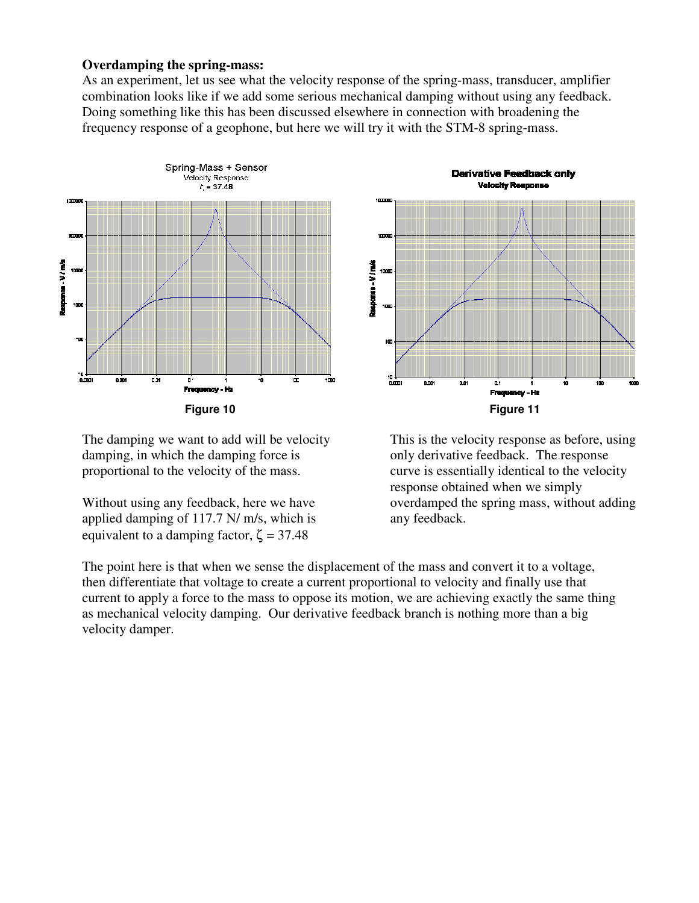**Overdamping the spring-mass:**
As an experiment, let us see what the velocity response of the spring-mass, transducer, amplifier combination looks like if we add some serious mechanical damping without using any feedback. Doing something like this has been discussed elsewhere in connection with broadening the frequency response of a geophone, but here we will try it with the STM-8 spring-mass.

Spring-Mass + Sensor
Velocity Response
$\zeta = 37.48$

Response - V / m/s
Frequency - Hz

**Figure 10**

The damping we want to add will be velocity damping, in which the damping force is proportional to the velocity of the mass.

Without using any feedback, here we have applied damping of 117.7 N/ m/s, which is equivalent to a damping factor, $\zeta = 37.48$

**Derivative Feedback only**
**Velocity Response**

Response - V / m/s
Frequency - Hz

**Figure 11**

This is the velocity response as before, using only derivative feedback. The response curve is essentially identical to the velocity response obtained when we simply overdamped the spring mass, without adding any feedback.

The point here is that when we sense the displacement of the mass and convert it to a voltage, then differentiate that voltage to create a current proportional to velocity and finally use that current to apply a force to the mass to oppose its motion, we are achieving exactly the same thing as mechanical velocity damping. Our derivative feedback branch is nothing more than a big velocity damper.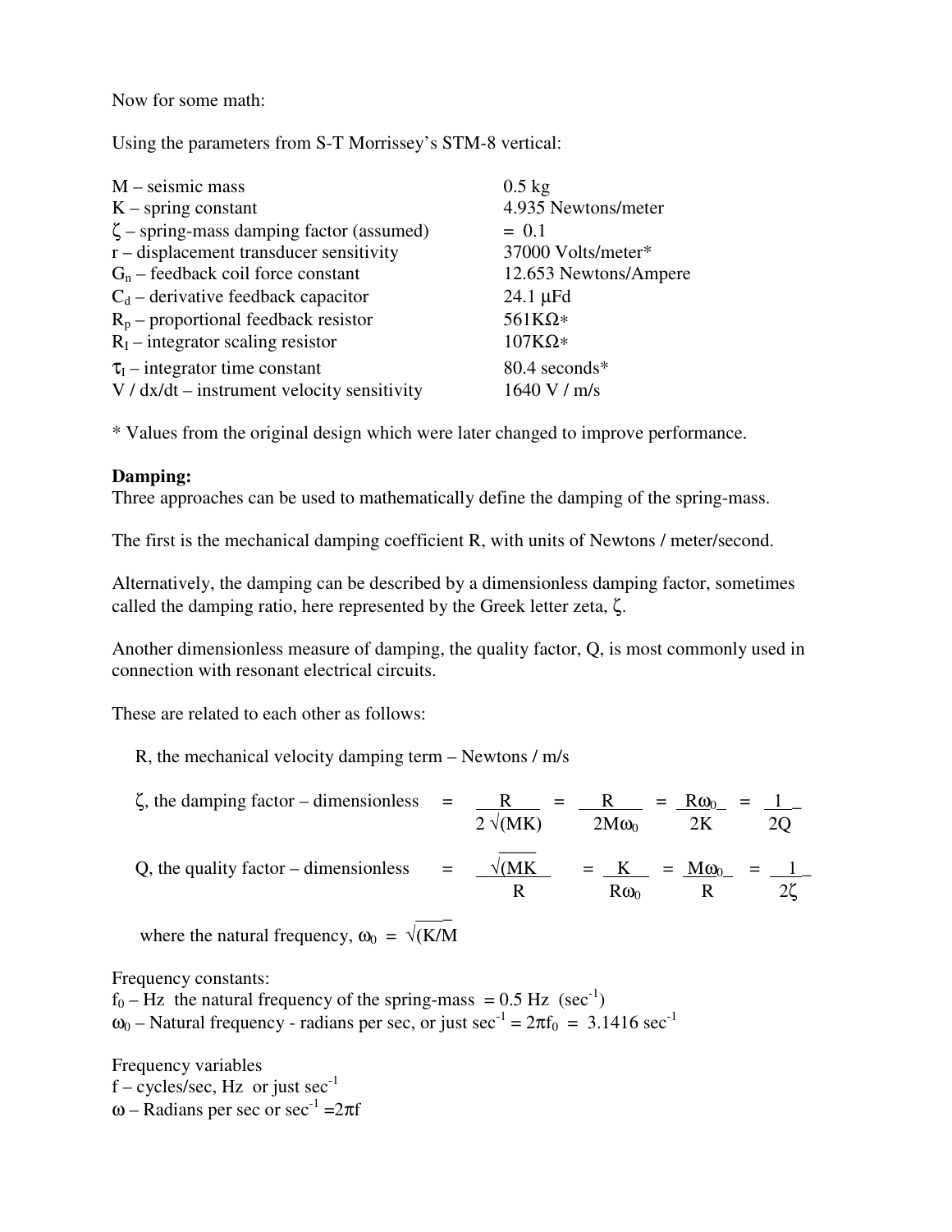Now for some math:

Using the parameters from S-T Morrissey's STM-8 vertical:

| | |
|---|---|
| M – seismic mass | 0.5 kg |
| K – spring constant | 4.935 Newtons/meter |
| $\zeta$ – spring-mass damping factor (assumed) | = 0.1 |
| r – displacement transducer sensitivity | 37000 Volts/meter* |
| $G_n$ – feedback coil force constant | 12.653 Newtons/Ampere |
| $C_d$ – derivative feedback capacitor | 24.1 μFd |
| $R_p$ – proportional feedback resistor | 561KΩ* |
| $R_I$ – integrator scaling resistor | 107KΩ* |
| $\tau_I$ – integrator time constant | 80.4 seconds* |
| V / dx/dt – instrument velocity sensitivity | 1640 V / m/s |

* Values from the original design which were later changed to improve performance.

**Damping:**

Three approaches can be used to mathematically define the damping of the spring-mass.

The first is the mechanical damping coefficient R, with units of Newtons / meter/second.

Alternatively, the damping can be described by a dimensionless damping factor, sometimes called the damping ratio, here represented by the Greek letter zeta, $\zeta$.

Another dimensionless measure of damping, the quality factor, Q, is most commonly used in connection with resonant electrical circuits.

These are related to each other as follows:

R, the mechanical velocity damping term – Newtons / m/s

$\zeta$, the damping factor – dimensionless $= \dfrac{R}{2\sqrt{MK}} = \dfrac{R}{2M\omega_0} = \dfrac{R\omega_0}{2K} = \dfrac{1}{2Q}$

Q, the quality factor – dimensionless $= \dfrac{\sqrt{MK}}{R} = \dfrac{K}{R\omega_0} = \dfrac{M\omega_0}{R} = \dfrac{1}{2\zeta}$

where the natural frequency, $\omega_0 = \sqrt{K/M}$

Frequency constants:
$f_0$ – Hz the natural frequency of the spring-mass = 0.5 Hz ($\text{sec}^{-1}$)
$\omega_0$ – Natural frequency - radians per sec, or just $\text{sec}^{-1} = 2\pi f_0 = 3.1416\ \text{sec}^{-1}$

Frequency variables
f – cycles/sec, Hz or just $\text{sec}^{-1}$
$\omega$ – Radians per sec or $\text{sec}^{-1} = 2\pi f$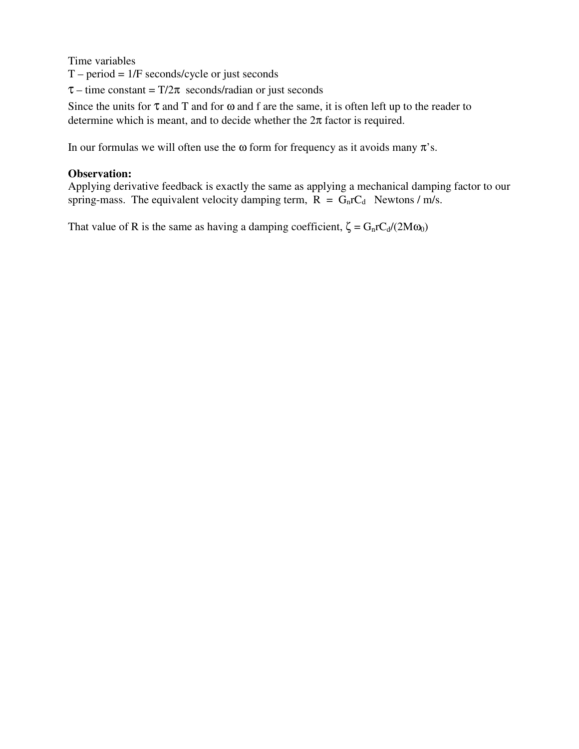Time variables

T – period = 1/F seconds/cycle or just seconds

$\tau$ – time constant = $T/2\pi$ seconds/radian or just seconds

Since the units for $\tau$ and T and for $\omega$ and f are the same, it is often left up to the reader to determine which is meant, and to decide whether the $2\pi$ factor is required.

In our formulas we will often use the $\omega$ form for frequency as it avoids many $\pi$'s.

**Observation:**

Applying derivative feedback is exactly the same as applying a mechanical damping factor to our spring-mass. The equivalent velocity damping term, $R = G_n r C_d$ Newtons / m/s.

That value of R is the same as having a damping coefficient, $\zeta = G_n r C_d/(2M\omega_0)$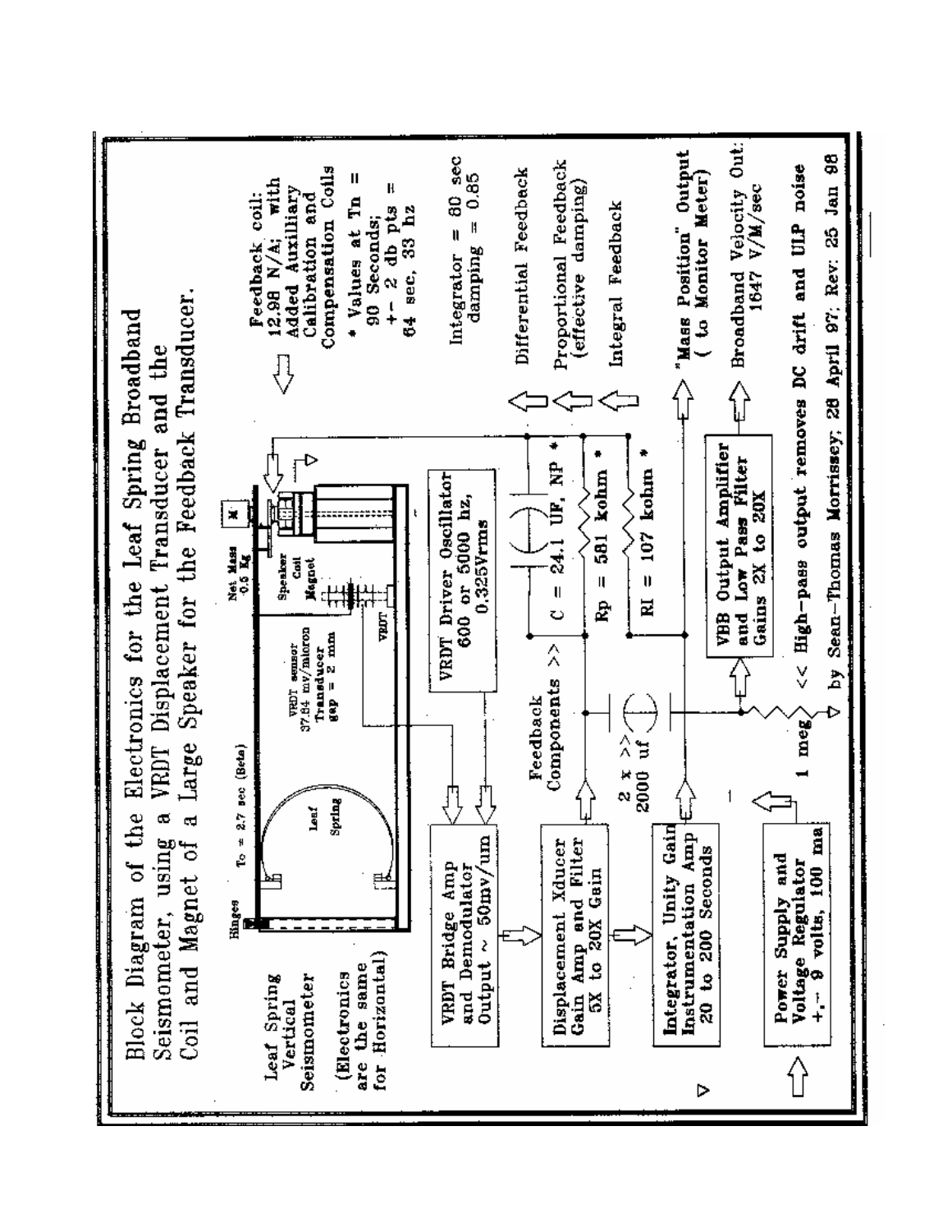# Block Diagram of the Electronics for the Leaf Spring Broadband Seismometer, using a VRDT Displacement Transducer and the Coil and Magnet of a Large Speaker for the Feedback Transducer.

Leaf Spring Vertical Seismometer

(Electronics are the same for Horizontal)

Hinges

To = 2.7 sec (Beta)

Leaf Spring

Net Mass 0.5 Kg

M

Speaker Coil Magnet

VRDT sensor 37.84 mV/micron Transducer gap = 2 mm

VRDT

Feedback coil: 12.98 N/A; with Added Auxiliary Calibration and Compensation Coils

* Values at Tn = 90 Seconds; +- 2 db pts = 64 sec, 33 hz

VRDT Driver Oscillator 600 or 5000 hz, 0.325Vrms

VRDT Bridge Amp and Demodulator Output ~ 50mv/um

Displacement Xducer Gain Amp and Filter 5X to 20X Gain

Feedback Components >>

C = 24.1 UF, NP *

Rp = 581 kohm *

RI = 107 kohm *

Integrator = 80 sec damping = 0.85

Differential Feedback

Proportional Feedback (effective damping)

Integral Feedback

2 x >> 2000 uf

Integrator, Unity Gain Instrumentation Amp 20 to 200 Seconds

"Mass Position" Output ( to Monitor Meter)

VBB Output Amplifier and Low Pass Filter Gains 2X to 20X

Broadband Velocity Out: 1647 V/M/sec

Power Supply and Voltage Regulator +,- 9 volts, 100 ma

1 meg

<< High-pass output removes DC drift and ULP noise

by Sean-Thomas Morrissey; 28 April 97; Rev: 25 Jan 98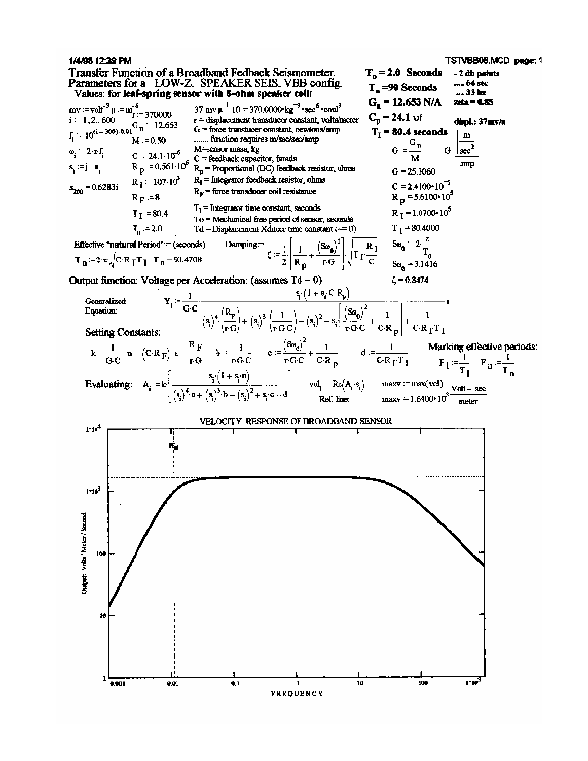1/4/98 12:29 PM TSTVBB08.MCD page: 1

# Transfer Function of a Broadband Fedback Seismometer.

## Parameters for a LOW-Z. SPEAKER SEIS. VBB config.

**Values: for leaf-spring sensor with 8-ohm speaker coil:**

**$T_o$ = 2.0 Seconds** - 2 db points

**$T_n$ =90 Seconds** ..... 64 sec

**$G_n$ = 12.653 N/A** .... 33 hz

zeta = 0.85

**$C_p$ = 24.1 uf**

**$T_I$ = 80.4 seconds**

displ.: 37mv/u

$mv := volt^{-3}$ $\mu := m^{-6}$

$i := 1, 2 .. 600$

$f_i := 10^{(i-300)\cdot 0.01}$

$\omega_i := 2\cdot\pi\cdot f_i$

$s_i := j\cdot\omega_i$

$s_{200} = 0.6283i$

$r := 370000$

$G_n := 12.653$

$M := 0.50$

$C := 24.1\cdot 10^{-6}$

$R_p := 0.561\cdot 10^{6}$

$R_I := 107\cdot 10^{3}$

$R_F := 8$

$T_I := 80.4$

$T_o := 2.0$

$37\cdot mv\cdot\mu^{-1}\cdot 10 = 370.0000\cdot kg^{-3}\cdot sec^{6}\cdot coul^{3}$

r = displacement transducer constant, volts/meter

G = force transducer constant, newtons/amp

....... function requires m/sec/sec/amp

M=sensor mass, kg

C = feedback capacitor, farads

$R_p$ = Proportional (DC) feedback resistor, ohms

$R_I$ = Integrator feedback resistor, ohms

$R_F$ = force transducer coil resistance

$T_I$ = Integrator time constant, seconds

To = Mechanical free period of sensor, seconds

Td = Displacement Xducer time constant (~= 0)

$G := \frac{G_n}{M}$ $G\ \left[\frac{\frac{m}{sec^2}}{amp}\right]$

$G = 25.3060$

$C = 2.4100\cdot 10^{-5}$

$R_p = 5.6100\cdot 10^{5}$

$R_I = 1.0700\cdot 10^{5}$

$T_I = 80.4000$

$S\omega_o := 2\cdot\frac{\pi}{T_o}$

$S\omega_o = 3.1416$

Effective "natural Period":= (seconds)

$T_n := 2\cdot\pi\cdot\sqrt{C\cdot R_I\cdot T_I}$ $T_n = 90.4708$

Damping:= $\zeta := \frac{1}{2}\cdot\left[\frac{1}{R_p} + \frac{(S\omega_o)^2}{r\cdot G}\right]\cdot\sqrt{T_I\cdot\frac{R_I}{C}}$

$\zeta = 0.8474$

## Output function: Voltage per Acceleration: (assumes Td ~ 0)

Generalized Equation:

$$Y_i := \frac{1}{G\cdot C}\cdot\frac{s_i\cdot\left(1 + s_i\cdot C\cdot R_F\right)}{(s_i)^4\cdot\left(\frac{R_F}{r\cdot G}\right) + (s_i)^3\cdot\left(\frac{1}{r\cdot G\cdot C}\right) + (s_i)^2 - s_i\cdot\left[\frac{(S\omega_o)^2}{r\cdot G\cdot C} + \frac{1}{C\cdot R_p}\right] + \frac{1}{C\cdot R_I\cdot T_I}}$$

## Setting Constants:

$k := \frac{1}{G\cdot C}$ $n := (C\cdot R_F)$ $a := \frac{R_F}{r\cdot G}$ $b := \frac{1}{r\cdot G\cdot C}$ $c := \frac{(S\omega_o)^2}{r\cdot G\cdot C} + \frac{1}{C\cdot R_p}$ $d := \frac{1}{C\cdot R_I\cdot T_I}$

Marking effective periods: $F_I := \frac{1}{T_I}$ $F_n := \frac{1}{T_n}$

Evaluating: $A_i := k\cdot\left[\frac{s_i\cdot(1 + s_i\cdot n)}{(s_i)^4\cdot a + (s_i)^3\cdot b - (s_i)^2 + s_i\cdot c + d}\right]$

$vel_i := Re(A_i\cdot s_i)$

Ref. line:

$maxv := max(vel)$

$maxv = 1.6400\cdot 10^{3}$ $\frac{Volt - sec}{meter}$

VELOCITY RESPONSE OF BROADBAND SENSOR

Output: Volts / Meter / Second

$1\cdot 10^4$

$1\cdot 10^3$

100

10

1

$F_n$

0.001

0.01

0.1

1

10

100

$1\cdot 10^3$

FREQUENCY